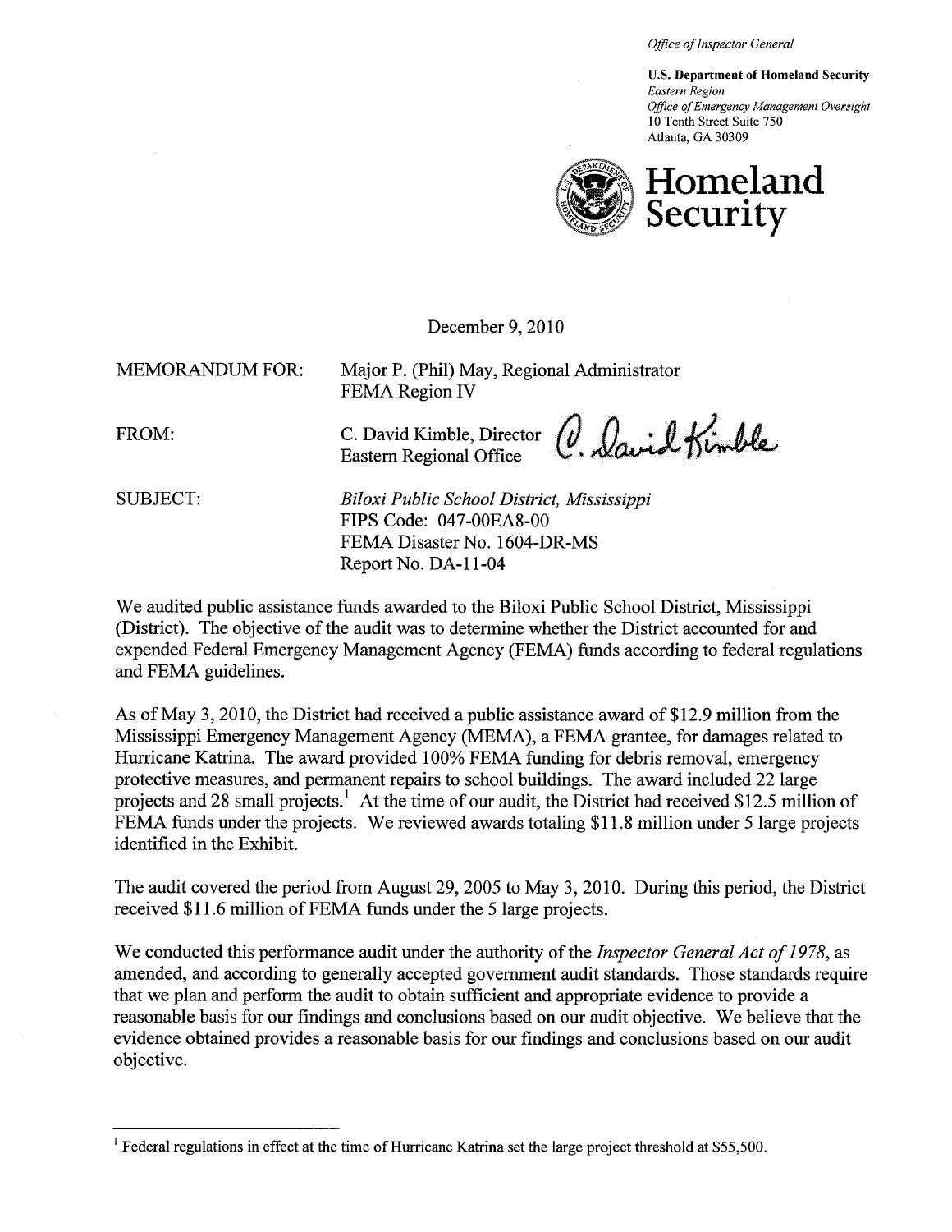*Office of Inspector General*

**U.S. Department of Homeland Security**
*Eastern Region*
*Office of Emergency Management Oversight*
10 Tenth Street Suite 750
Atlanta, GA 30309

**Homeland Security**

December 9, 2010

MEMORANDUM FOR: Major P. (Phil) May, Regional Administrator
FEMA Region IV

FROM: C. David Kimble, Director
Eastern Regional Office

SUBJECT: *Biloxi Public School District, Mississippi*
FIPS Code: 047-00EA8-00
FEMA Disaster No. 1604-DR-MS
Report No. DA-11-04

We audited public assistance funds awarded to the Biloxi Public School District, Mississippi (District). The objective of the audit was to determine whether the District accounted for and expended Federal Emergency Management Agency (FEMA) funds according to federal regulations and FEMA guidelines.

As of May 3, 2010, the District had received a public assistance award of $12.9 million from the Mississippi Emergency Management Agency (MEMA), a FEMA grantee, for damages related to Hurricane Katrina. The award provided 100% FEMA funding for debris removal, emergency protective measures, and permanent repairs to school buildings. The award included 22 large projects and 28 small projects.[1] At the time of our audit, the District had received $12.5 million of FEMA funds under the projects. We reviewed awards totaling $11.8 million under 5 large projects identified in the Exhibit.

The audit covered the period from August 29, 2005 to May 3, 2010. During this period, the District received $11.6 million of FEMA funds under the 5 large projects.

We conducted this performance audit under the authority of the *Inspector General Act of 1978*, as amended, and according to generally accepted government audit standards. Those standards require that we plan and perform the audit to obtain sufficient and appropriate evidence to provide a reasonable basis for our findings and conclusions based on our audit objective. We believe that the evidence obtained provides a reasonable basis for our findings and conclusions based on our audit objective.

[1] Federal regulations in effect at the time of Hurricane Katrina set the large project threshold at $55,500.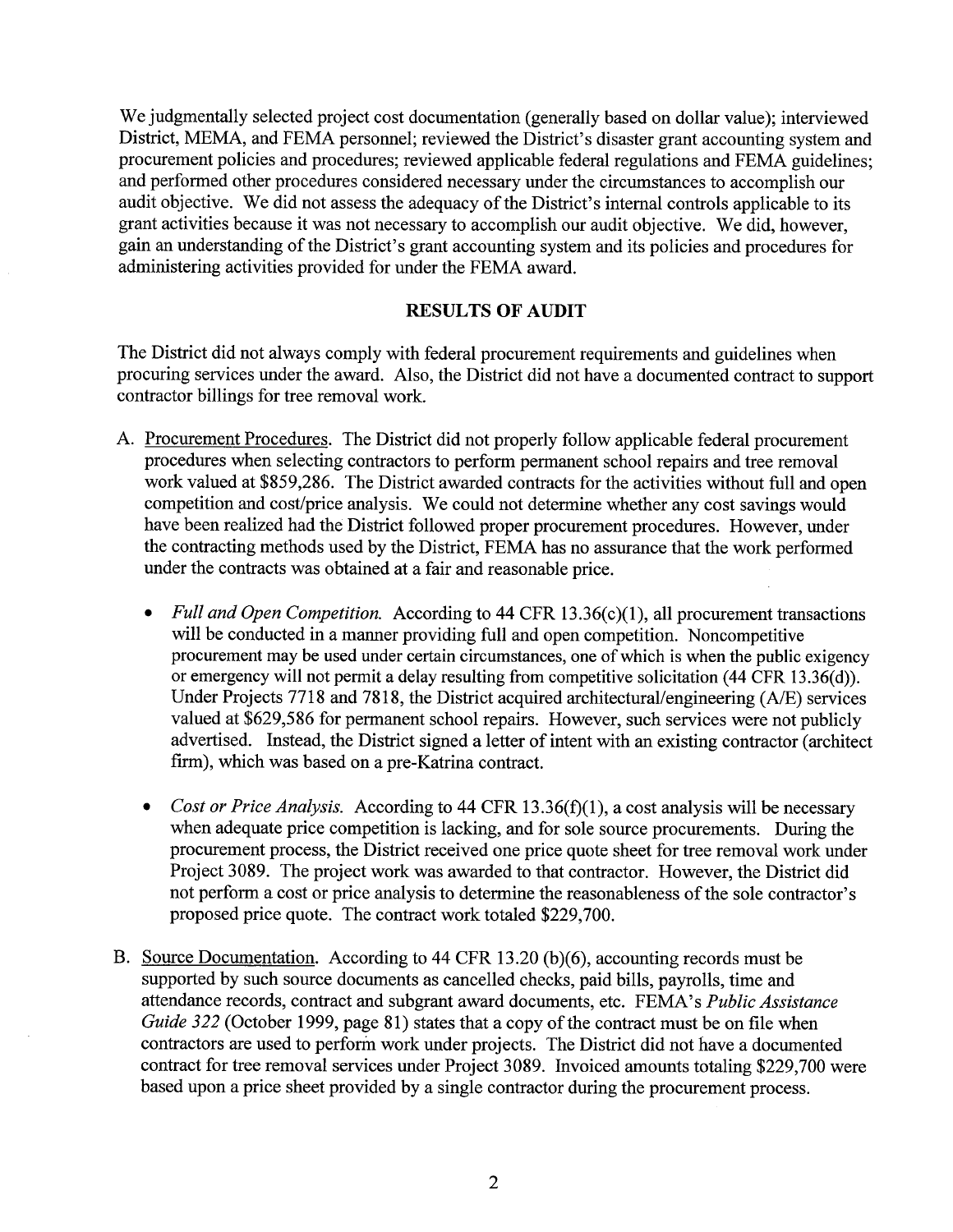We judgmentally selected project cost documentation (generally based on dollar value); interviewed District, MEMA, and FEMA personnel; reviewed the District's disaster grant accounting system and procurement policies and procedures; reviewed applicable federal regulations and FEMA guidelines; and performed other procedures considered necessary under the circumstances to accomplish our audit objective. We did not assess the adequacy of the District's internal controls applicable to its grant activities because it was not necessary to accomplish our audit objective. We did, however, gain an understanding of the District's grant accounting system and its policies and procedures for administering activities provided for under the FEMA award.

## RESULTS OF AUDIT

The District did not always comply with federal procurement requirements and guidelines when procuring services under the award. Also, the District did not have a documented contract to support contractor billings for tree removal work.

A. Procurement Procedures. The District did not properly follow applicable federal procurement procedures when selecting contractors to perform permanent school repairs and tree removal work valued at $859,286. The District awarded contracts for the activities without full and open competition and cost/price analysis. We could not determine whether any cost savings would have been realized had the District followed proper procurement procedures. However, under the contracting methods used by the District, FEMA has no assurance that the work performed under the contracts was obtained at a fair and reasonable price.

   - *Full and Open Competition.* According to 44 CFR 13.36(c)(1), all procurement transactions will be conducted in a manner providing full and open competition. Noncompetitive procurement may be used under certain circumstances, one of which is when the public exigency or emergency will not permit a delay resulting from competitive solicitation (44 CFR 13.36(d)). Under Projects 7718 and 7818, the District acquired architectural/engineering (A/E) services valued at $629,586 for permanent school repairs. However, such services were not publicly advertised. Instead, the District signed a letter of intent with an existing contractor (architect firm), which was based on a pre-Katrina contract.

   - *Cost or Price Analysis.* According to 44 CFR 13.36(f)(1), a cost analysis will be necessary when adequate price competition is lacking, and for sole source procurements. During the procurement process, the District received one price quote sheet for tree removal work under Project 3089. The project work was awarded to that contractor. However, the District did not perform a cost or price analysis to determine the reasonableness of the sole contractor's proposed price quote. The contract work totaled $229,700.

B. Source Documentation. According to 44 CFR 13.20 (b)(6), accounting records must be supported by such source documents as cancelled checks, paid bills, payrolls, time and attendance records, contract and subgrant award documents, etc. FEMA's *Public Assistance Guide 322* (October 1999, page 81) states that a copy of the contract must be on file when contractors are used to perform work under projects. The District did not have a documented contract for tree removal services under Project 3089. Invoiced amounts totaling $229,700 were based upon a price sheet provided by a single contractor during the procurement process.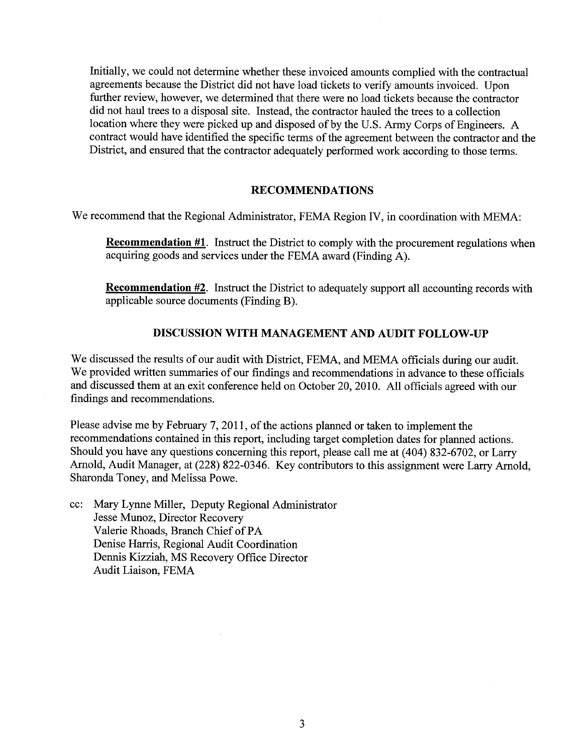Initially, we could not determine whether these invoiced amounts complied with the contractual agreements because the District did not have load tickets to verify amounts invoiced. Upon further review, however, we determined that there were no load tickets because the contractor did not haul trees to a disposal site. Instead, the contractor hauled the trees to a collection location where they were picked up and disposed of by the U.S. Army Corps of Engineers. A contract would have identified the specific terms of the agreement between the contractor and the District, and ensured that the contractor adequately performed work according to those terms.

## RECOMMENDATIONS

We recommend that the Regional Administrator, FEMA Region IV, in coordination with MEMA:

**Recommendation #1**. Instruct the District to comply with the procurement regulations when acquiring goods and services under the FEMA award (Finding A).

**Recommendation #2**. Instruct the District to adequately support all accounting records with applicable source documents (Finding B).

## DISCUSSION WITH MANAGEMENT AND AUDIT FOLLOW-UP

We discussed the results of our audit with District, FEMA, and MEMA officials during our audit. We provided written summaries of our findings and recommendations in advance to these officials and discussed them at an exit conference held on October 20, 2010. All officials agreed with our findings and recommendations.

Please advise me by February 7, 2011, of the actions planned or taken to implement the recommendations contained in this report, including target completion dates for planned actions. Should you have any questions concerning this report, please call me at (404) 832-6702, or Larry Arnold, Audit Manager, at (228) 822-0346. Key contributors to this assignment were Larry Arnold, Sharonda Toney, and Melissa Powe.

cc: Mary Lynne Miller, Deputy Regional Administrator
Jesse Munoz, Director Recovery
Valerie Rhoads, Branch Chief of PA
Denise Harris, Regional Audit Coordination
Dennis Kizziah, MS Recovery Office Director
Audit Liaison, FEMA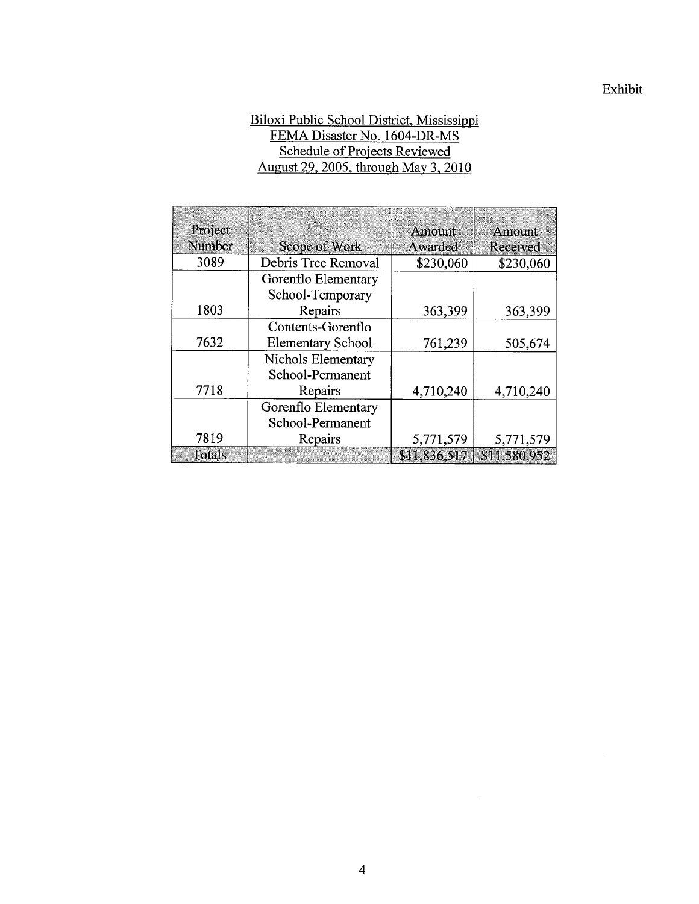Exhibit

Biloxi Public School District, Mississippi
FEMA Disaster No. 1604-DR-MS
Schedule of Projects Reviewed
August 29, 2005, through May 3, 2010

| Project Number | Scope of Work | Amount Awarded | Amount Received |
|---|---|---|---|
| 3089 | Debris Tree Removal | $230,060 | $230,060 |
| 1803 | Gorenflo Elementary School-Temporary Repairs | 363,399 | 363,399 |
| 7632 | Contents-Gorenflo Elementary School | 761,239 | 505,674 |
| 7718 | Nichols Elementary School-Permanent Repairs | 4,710,240 | 4,710,240 |
| 7819 | Gorenflo Elementary School-Permanent Repairs | 5,771,579 | 5,771,579 |
| Totals | | $11,836,517 | $11,580,952 |